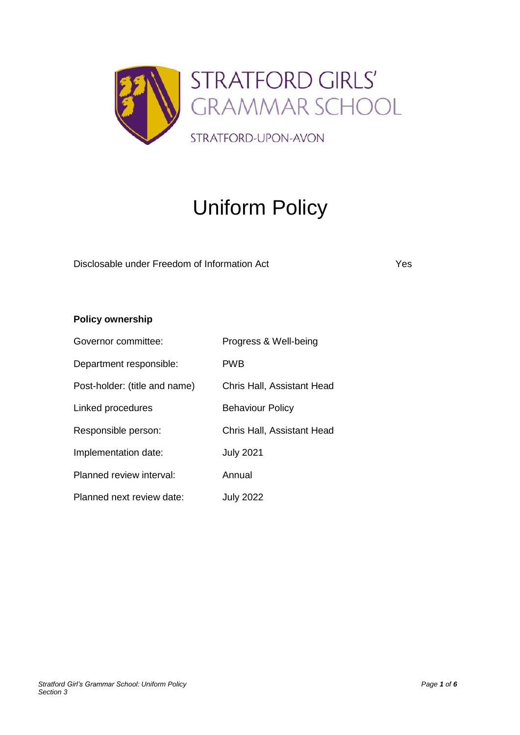STRATFORD GIRLS' GRAMMAR SCHOOL

STRATFORD-UPON-AVON

# Uniform Policy

Disclosable under Freedom of Information Act Yes

**Policy ownership**

| | |
|---|---|
| Governor committee: | Progress & Well-being |
| Department responsible: | PWB |
| Post-holder: (title and name) | Chris Hall, Assistant Head |
| Linked procedures | Behaviour Policy |
| Responsible person: | Chris Hall, Assistant Head |
| Implementation date: | July 2021 |
| Planned review interval: | Annual |
| Planned next review date: | July 2022 |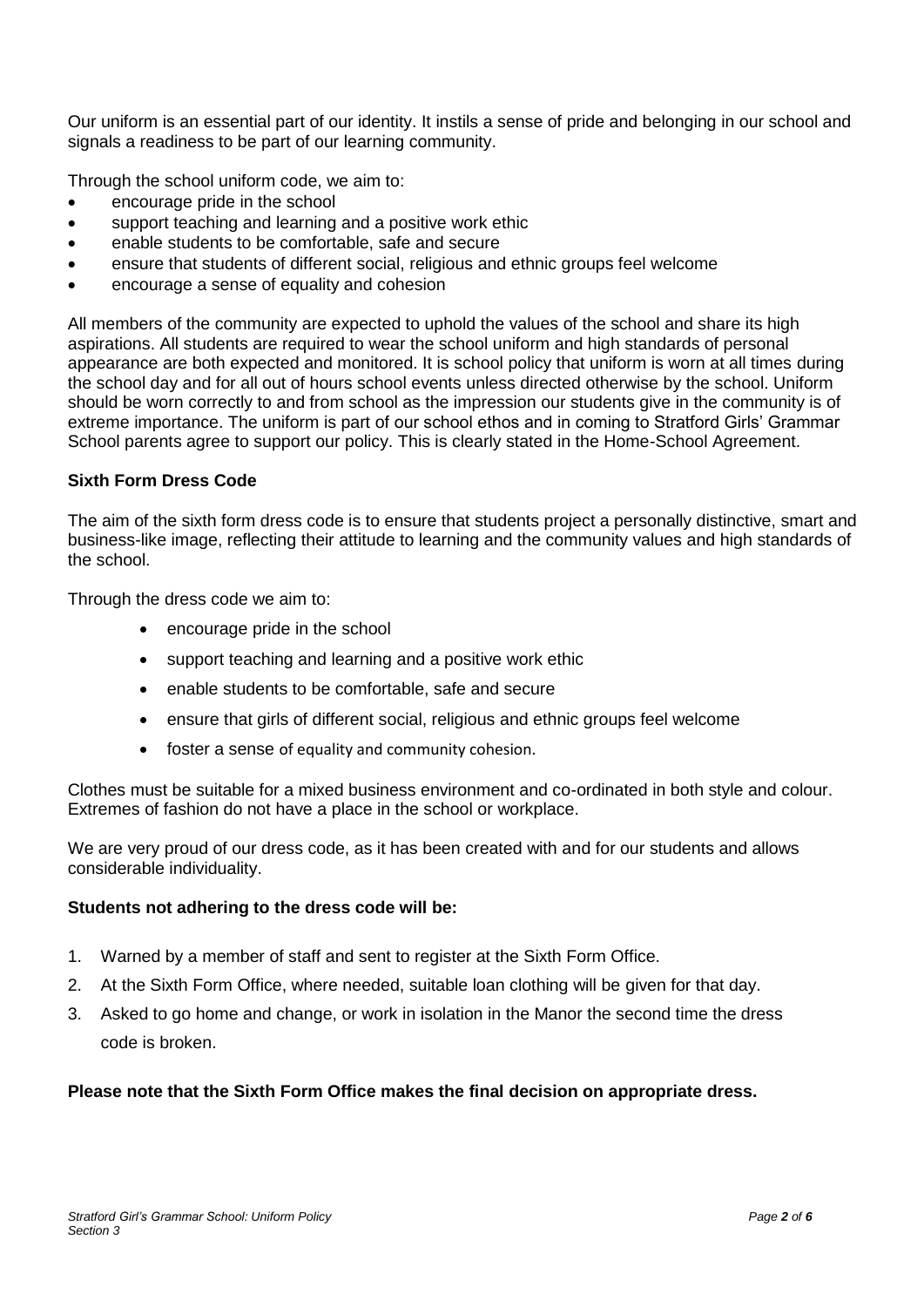Our uniform is an essential part of our identity. It instils a sense of pride and belonging in our school and signals a readiness to be part of our learning community.

Through the school uniform code, we aim to:

- encourage pride in the school
- support teaching and learning and a positive work ethic
- enable students to be comfortable, safe and secure
- ensure that students of different social, religious and ethnic groups feel welcome
- encourage a sense of equality and cohesion

All members of the community are expected to uphold the values of the school and share its high aspirations. All students are required to wear the school uniform and high standards of personal appearance are both expected and monitored. It is school policy that uniform is worn at all times during the school day and for all out of hours school events unless directed otherwise by the school. Uniform should be worn correctly to and from school as the impression our students give in the community is of extreme importance. The uniform is part of our school ethos and in coming to Stratford Girls' Grammar School parents agree to support our policy. This is clearly stated in the Home-School Agreement.

**Sixth Form Dress Code**

The aim of the sixth form dress code is to ensure that students project a personally distinctive, smart and business-like image, reflecting their attitude to learning and the community values and high standards of the school.

Through the dress code we aim to:

- encourage pride in the school
- support teaching and learning and a positive work ethic
- enable students to be comfortable, safe and secure
- ensure that girls of different social, religious and ethnic groups feel welcome
- foster a sense of equality and community cohesion.

Clothes must be suitable for a mixed business environment and co-ordinated in both style and colour. Extremes of fashion do not have a place in the school or workplace.

We are very proud of our dress code, as it has been created with and for our students and allows considerable individuality.

**Students not adhering to the dress code will be:**

1. Warned by a member of staff and sent to register at the Sixth Form Office.
2. At the Sixth Form Office, where needed, suitable loan clothing will be given for that day.
3. Asked to go home and change, or work in isolation in the Manor the second time the dress code is broken.

**Please note that the Sixth Form Office makes the final decision on appropriate dress.**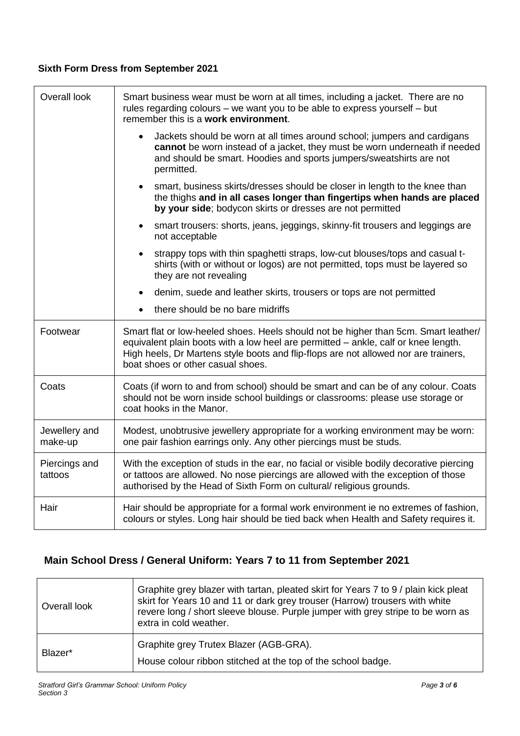### Sixth Form Dress from September 2021

| | |
|---|---|
| Overall look | Smart business wear must be worn at all times, including a jacket. There are no rules regarding colours – we want you to be able to express yourself – but remember this is a **work environment**.<br>• Jackets should be worn at all times around school; jumpers and cardigans **cannot** be worn instead of a jacket, they must be worn underneath if needed and should be smart. Hoodies and sports jumpers/sweatshirts are not permitted.<br>• smart, business skirts/dresses should be closer in length to the knee than the thighs **and in all cases longer than fingertips when hands are placed by your side**; bodycon skirts or dresses are not permitted<br>• smart trousers: shorts, jeans, jeggings, skinny-fit trousers and leggings are not acceptable<br>• strappy tops with thin spaghetti straps, low-cut blouses/tops and casual t-shirts (with or without or logos) are not permitted, tops must be layered so they are not revealing<br>• denim, suede and leather skirts, trousers or tops are not permitted<br>• there should be no bare midriffs |
| Footwear | Smart flat or low-heeled shoes. Heels should not be higher than 5cm. Smart leather/ equivalent plain boots with a low heel are permitted – ankle, calf or knee length. High heels, Dr Martens style boots and flip-flops are not allowed nor are trainers, boat shoes or other casual shoes. |
| Coats | Coats (if worn to and from school) should be smart and can be of any colour. Coats should not be worn inside school buildings or classrooms: please use storage or coat hooks in the Manor. |
| Jewellery and make-up | Modest, unobtrusive jewellery appropriate for a working environment may be worn: one pair fashion earrings only. Any other piercings must be studs. |
| Piercings and tattoos | With the exception of studs in the ear, no facial or visible bodily decorative piercing or tattoos are allowed. No nose piercings are allowed with the exception of those authorised by the Head of Sixth Form on cultural/ religious grounds. |
| Hair | Hair should be appropriate for a formal work environment ie no extremes of fashion, colours or styles. Long hair should be tied back when Health and Safety requires it. |

### Main School Dress / General Uniform: Years 7 to 11 from September 2021

| | |
|---|---|
| Overall look | Graphite grey blazer with tartan, pleated skirt for Years 7 to 9 / plain kick pleat skirt for Years 10 and 11 or dark grey trouser (Harrow) trousers with white revere long / short sleeve blouse. Purple jumper with grey stripe to be worn as extra in cold weather. |
| Blazer* | Graphite grey Trutex Blazer (AGB-GRA).<br>House colour ribbon stitched at the top of the school badge. |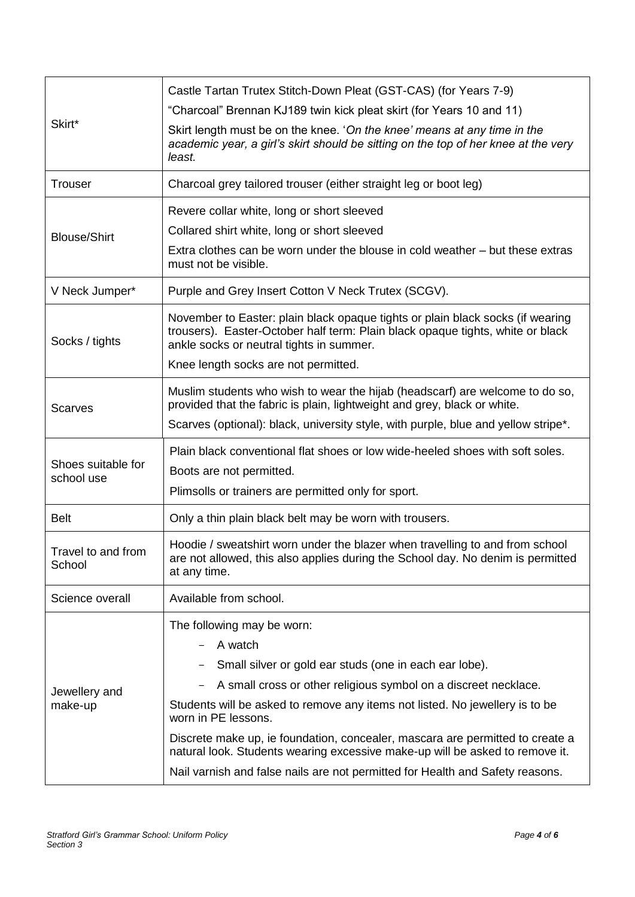| | |
|---|---|
| Skirt* | Castle Tartan Trutex Stitch-Down Pleat (GST-CAS) (for Years 7-9)<br>"Charcoal" Brennan KJ189 twin kick pleat skirt (for Years 10 and 11)<br>Skirt length must be on the knee. '*On the knee' means at any time in the academic year, a girl's skirt should be sitting on the top of her knee at the very least.* |
| Trouser | Charcoal grey tailored trouser (either straight leg or boot leg) |
| Blouse/Shirt | Revere collar white, long or short sleeved<br>Collared shirt white, long or short sleeved<br>Extra clothes can be worn under the blouse in cold weather – but these extras must not be visible. |
| V Neck Jumper* | Purple and Grey Insert Cotton V Neck Trutex (SCGV). |
| Socks / tights | November to Easter: plain black opaque tights or plain black socks (if wearing trousers). Easter-October half term: Plain black opaque tights, white or black ankle socks or neutral tights in summer.<br>Knee length socks are not permitted. |
| Scarves | Muslim students who wish to wear the hijab (headscarf) are welcome to do so, provided that the fabric is plain, lightweight and grey, black or white.<br>Scarves (optional): black, university style, with purple, blue and yellow stripe*. |
| Shoes suitable for school use | Plain black conventional flat shoes or low wide-heeled shoes with soft soles.<br>Boots are not permitted.<br>Plimsolls or trainers are permitted only for sport. |
| Belt | Only a thin plain black belt may be worn with trousers. |
| Travel to and from School | Hoodie / sweatshirt worn under the blazer when travelling to and from school are not allowed, this also applies during the School day. No denim is permitted at any time. |
| Science overall | Available from school. |
| Jewellery and make-up | The following may be worn:<br>- A watch<br>- Small silver or gold ear studs (one in each ear lobe).<br>- A small cross or other religious symbol on a discreet necklace.<br>Students will be asked to remove any items not listed. No jewellery is to be worn in PE lessons.<br>Discrete make up, ie foundation, concealer, mascara are permitted to create a natural look. Students wearing excessive make-up will be asked to remove it.<br>Nail varnish and false nails are not permitted for Health and Safety reasons. |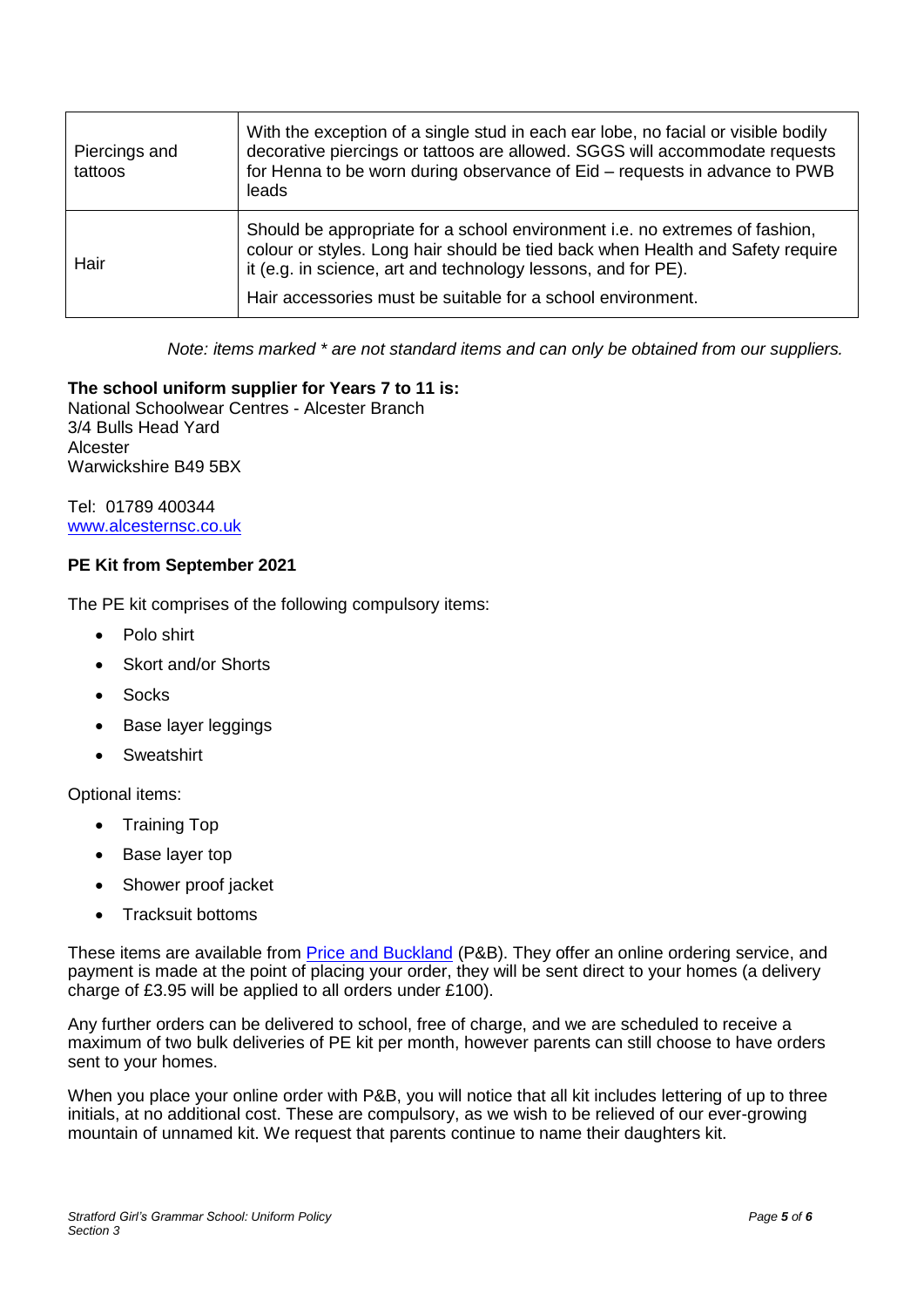| | |
|---|---|
| Piercings and tattoos | With the exception of a single stud in each ear lobe, no facial or visible bodily decorative piercings or tattoos are allowed. SGGS will accommodate requests for Henna to be worn during observance of Eid – requests in advance to PWB leads |
| Hair | Should be appropriate for a school environment i.e. no extremes of fashion, colour or styles. Long hair should be tied back when Health and Safety require it (e.g. in science, art and technology lessons, and for PE).<br><br>Hair accessories must be suitable for a school environment. |

*Note: items marked * are not standard items and can only be obtained from our suppliers.*

**The school uniform supplier for Years 7 to 11 is:**
National Schoolwear Centres - Alcester Branch
3/4 Bulls Head Yard
Alcester
Warwickshire B49 5BX

Tel: 01789 400344
[www.alcesternsc.co.uk](www.alcesternsc.co.uk)

**PE Kit from September 2021**

The PE kit comprises of the following compulsory items:

- Polo shirt
- Skort and/or Shorts
- Socks
- Base layer leggings
- Sweatshirt

Optional items:

- Training Top
- Base layer top
- Shower proof jacket
- Tracksuit bottoms

These items are available from Price and Buckland (P&B). They offer an online ordering service, and payment is made at the point of placing your order, they will be sent direct to your homes (a delivery charge of £3.95 will be applied to all orders under £100).

Any further orders can be delivered to school, free of charge, and we are scheduled to receive a maximum of two bulk deliveries of PE kit per month, however parents can still choose to have orders sent to your homes.

When you place your online order with P&B, you will notice that all kit includes lettering of up to three initials, at no additional cost. These are compulsory, as we wish to be relieved of our ever-growing mountain of unnamed kit. We request that parents continue to name their daughters kit.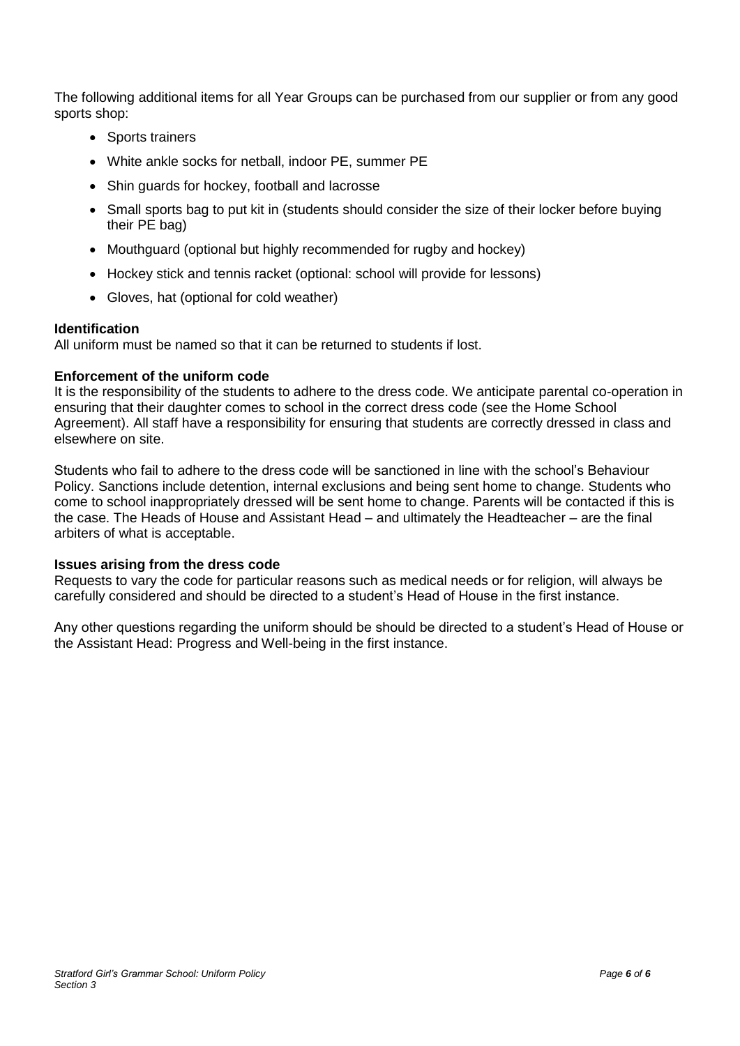The following additional items for all Year Groups can be purchased from our supplier or from any good sports shop:

- Sports trainers
- White ankle socks for netball, indoor PE, summer PE
- Shin guards for hockey, football and lacrosse
- Small sports bag to put kit in (students should consider the size of their locker before buying their PE bag)
- Mouthguard (optional but highly recommended for rugby and hockey)
- Hockey stick and tennis racket (optional: school will provide for lessons)
- Gloves, hat (optional for cold weather)

**Identification**
All uniform must be named so that it can be returned to students if lost.

**Enforcement of the uniform code**
It is the responsibility of the students to adhere to the dress code. We anticipate parental co-operation in ensuring that their daughter comes to school in the correct dress code (see the Home School Agreement). All staff have a responsibility for ensuring that students are correctly dressed in class and elsewhere on site.

Students who fail to adhere to the dress code will be sanctioned in line with the school's Behaviour Policy. Sanctions include detention, internal exclusions and being sent home to change. Students who come to school inappropriately dressed will be sent home to change. Parents will be contacted if this is the case. The Heads of House and Assistant Head – and ultimately the Headteacher – are the final arbiters of what is acceptable.

**Issues arising from the dress code**
Requests to vary the code for particular reasons such as medical needs or for religion, will always be carefully considered and should be directed to a student's Head of House in the first instance.

Any other questions regarding the uniform should be should be directed to a student's Head of House or the Assistant Head: Progress and Well-being in the first instance.